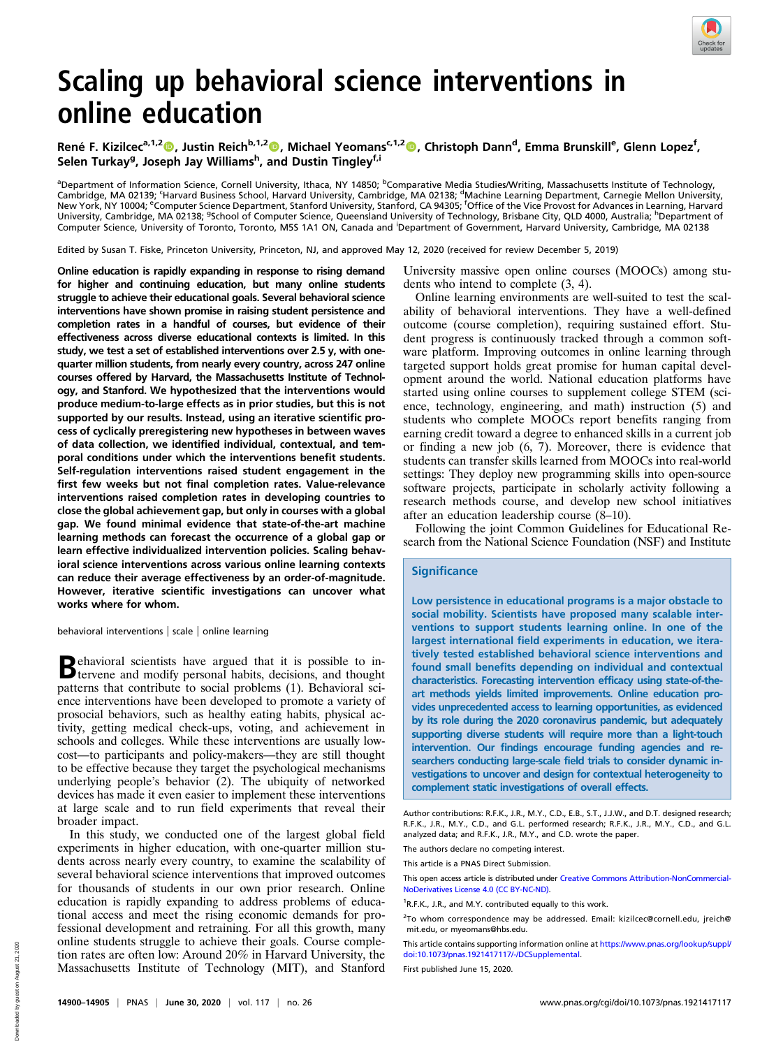# Scaling up behavioral science interventions in online education

René F. Kizilcec[a,1,2], Justin Reich[b,1,2], Michael Yeomans[c,1,2], Christoph Dann[d], Emma Brunskill[e], Glenn Lopez[f], Selen Turkay[g], Joseph Jay Williams[h], and Dustin Tingley[f,i]

[a]Department of Information Science, Cornell University, Ithaca, NY 14850; [b]Comparative Media Studies/Writing, Massachusetts Institute of Technology, Cambridge, MA 02139; [c]Harvard Business School, Harvard University, Cambridge, MA 02138; [d]Machine Learning Department, Carnegie Mellon University, New York, NY 10004; [e]Computer Science Department, Stanford University, Stanford, CA 94305; [f]Office of the Vice Provost for Advances in Learning, Harvard University, Cambridge, MA 02138; [g]School of Computer Science, Queensland University of Technology, Brisbane City, QLD 4000, Australia; [h]Department of Computer Science, University of Toronto, Toronto, M5S 1A1 ON, Canada and [i]Department of Government, Harvard University, Cambridge, MA 02138

Edited by Susan T. Fiske, Princeton University, Princeton, NJ, and approved May 12, 2020 (received for review December 5, 2019)

**Online education is rapidly expanding in response to rising demand for higher and continuing education, but many online students struggle to achieve their educational goals. Several behavioral science interventions have shown promise in raising student persistence and completion rates in a handful of courses, but evidence of their effectiveness across diverse educational contexts is limited. In this study, we test a set of established interventions over 2.5 y, with one-quarter million students, from nearly every country, across 247 online courses offered by Harvard, the Massachusetts Institute of Technology, and Stanford. We hypothesized that the interventions would produce medium-to-large effects as in prior studies, but this is not supported by our results. Instead, using an iterative scientific process of cyclically preregistering new hypotheses in between waves of data collection, we identified individual, contextual, and temporal conditions under which the interventions benefit students. Self-regulation interventions raised student engagement in the first few weeks but not final completion rates. Value-relevance interventions raised completion rates in developing countries to close the global achievement gap, but only in courses with a global gap. We found minimal evidence that state-of-the-art machine learning methods can forecast the occurrence of a global gap or learn effective individualized intervention policies. Scaling behavioral science interventions across various online learning contexts can reduce their average effectiveness by an order-of-magnitude. However, iterative scientific investigations can uncover what works where for whom.**

behavioral interventions | scale | online learning

Behavioral scientists have argued that it is possible to intervene and modify personal habits, decisions, and thought patterns that contribute to social problems (1). Behavioral science interventions have been developed to promote a variety of prosocial behaviors, such as healthy eating habits, physical activity, getting medical check-ups, voting, and achievement in schools and colleges. While these interventions are usually low-cost—to participants and policy-makers—they are still thought to be effective because they target the psychological mechanisms underlying people's behavior (2). The ubiquity of networked devices has made it even easier to implement these interventions at large scale and to run field experiments that reveal their broader impact.

In this study, we conducted one of the largest global field experiments in higher education, with one-quarter million students across nearly every country, to examine the scalability of several behavioral science interventions that improved outcomes for thousands of students in our own prior research. Online education is rapidly expanding to address problems of educational access and meet the rising economic demands for professional development and retraining. For all this growth, many online students struggle to achieve their goals. Course completion rates are often low: Around 20% in Harvard University, the Massachusetts Institute of Technology (MIT), and Stanford University massive open online courses (MOOCs) among students who intend to complete (3, 4).

Online learning environments are well-suited to test the scalability of behavioral interventions. They have a well-defined outcome (course completion), requiring sustained effort. Student progress is continuously tracked through a common software platform. Improving outcomes in online learning through targeted support holds great promise for human capital development around the world. National education platforms have started using online courses to supplement college STEM (science, technology, engineering, and math) instruction (5) and students who complete MOOCs report benefits ranging from earning credit toward a degree to enhanced skills in a current job or finding a new job (6, 7). Moreover, there is evidence that students can transfer skills learned from MOOCs into real-world settings: They deploy new programming skills into open-source software projects, participate in scholarly activity following a research methods course, and develop new school initiatives after an education leadership course (8–10).

Following the joint Common Guidelines for Educational Research from the National Science Foundation (NSF) and Institute

## Significance

Low persistence in educational programs is a major obstacle to social mobility. Scientists have proposed many scalable interventions to support students learning online. In one of the largest international field experiments in education, we iteratively tested established behavioral science interventions and found small benefits depending on individual and contextual characteristics. Forecasting intervention efficacy using state-of-the-art methods yields limited improvements. Online education provides unprecedented access to learning opportunities, as evidenced by its role during the 2020 coronavirus pandemic, but adequately supporting diverse students will require more than a light-touch intervention. Our findings encourage funding agencies and researchers conducting large-scale field trials to consider dynamic investigations to uncover and design for contextual heterogeneity to complement static investigations of overall effects.

Author contributions: R.F.K., J.R., M.Y., C.D., E.B., S.T., J.J.W., and D.T. designed research; R.F.K., J.R., M.Y., C.D., and G.L. performed research; R.F.K., J.R., M.Y., C.D., and G.L. analyzed data; and R.F.K., J.R., M.Y., and C.D. wrote the paper.

The authors declare no competing interest.

This article is a PNAS Direct Submission.

This open access article is distributed under Creative Commons Attribution-NonCommercial-NoDerivatives License 4.0 (CC BY-NC-ND).

[1]R.F.K., J.R., and M.Y. contributed equally to this work.

[2]To whom correspondence may be addressed. Email: kizilcec@cornell.edu, jreich@mit.edu, or myeomans@hbs.edu.

This article contains supporting information online at https://www.pnas.org/lookup/suppl/doi:10.1073/pnas.1921417117/-/DCSupplemental.

First published June 15, 2020.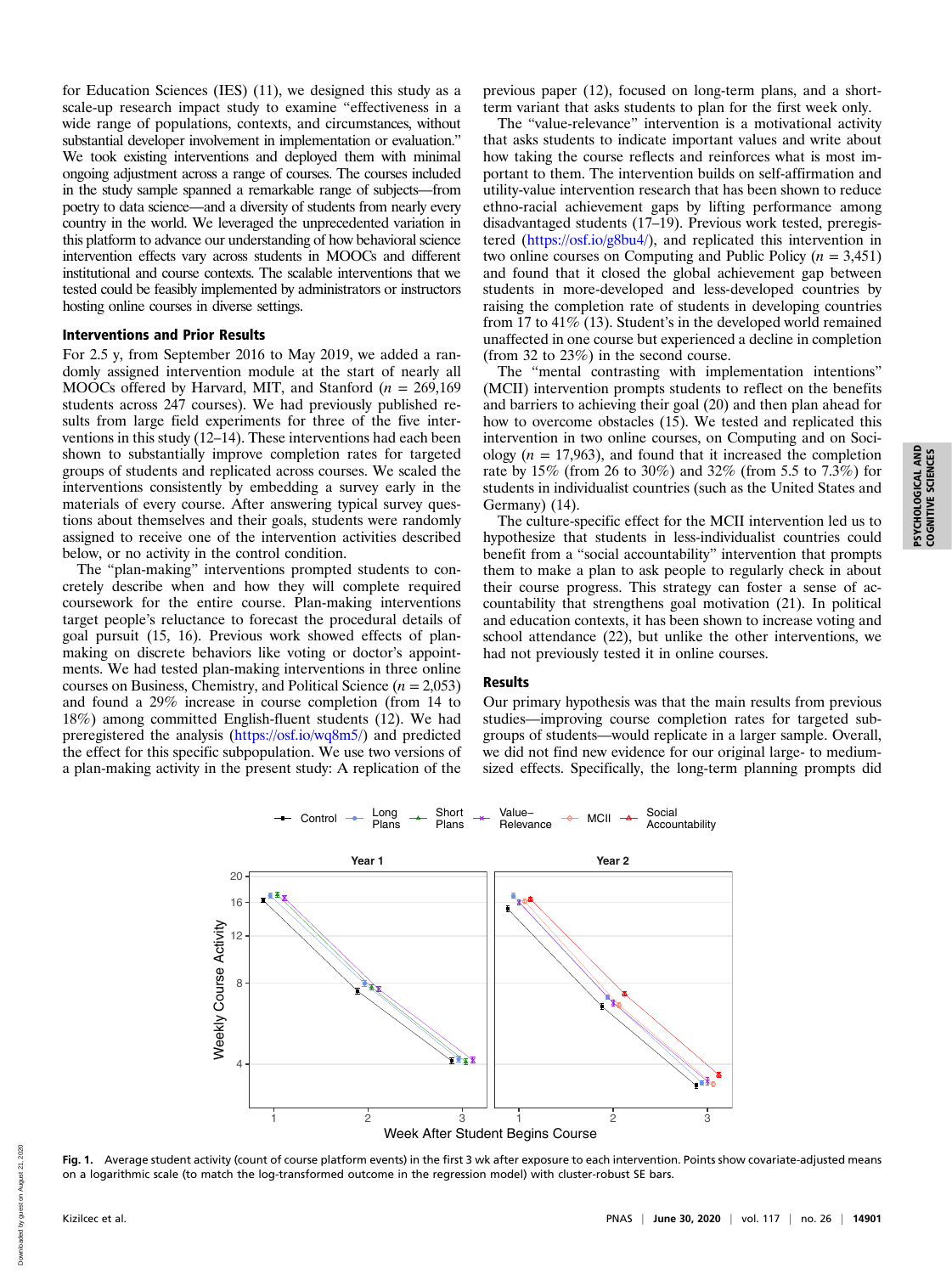for Education Sciences (IES) (11), we designed this study as a scale-up research impact study to examine "effectiveness in a wide range of populations, contexts, and circumstances, without substantial developer involvement in implementation or evaluation." We took existing interventions and deployed them with minimal ongoing adjustment across a range of courses. The courses included in the study sample spanned a remarkable range of subjects—from poetry to data science—and a diversity of students from nearly every country in the world. We leveraged the unprecedented variation in this platform to advance our understanding of how behavioral science intervention effects vary across students in MOOCs and different institutional and course contexts. The scalable interventions that we tested could be feasibly implemented by administrators or instructors hosting online courses in diverse settings.

## Interventions and Prior Results

For 2.5 y, from September 2016 to May 2019, we added a randomly assigned intervention module at the start of nearly all MOOCs offered by Harvard, MIT, and Stanford ($n$ = 269,169 students across 247 courses). We had previously published results from large field experiments for three of the five interventions in this study (12–14). These interventions had each been shown to substantially improve completion rates for targeted groups of students and replicated across courses. We scaled the interventions consistently by embedding a survey early in the materials of every course. After answering typical survey questions about themselves and their goals, students were randomly assigned to receive one of the intervention activities described below, or no activity in the control condition.

The "plan-making" interventions prompted students to concretely describe when and how they will complete required coursework for the entire course. Plan-making interventions target people's reluctance to forecast the procedural details of goal pursuit (15, 16). Previous work showed effects of plan-making on discrete behaviors like voting or doctor's appointments. We had tested plan-making interventions in three online courses on Business, Chemistry, and Political Science ($n$ = 2,053) and found a 29% increase in course completion (from 14 to 18%) among committed English-fluent students (12). We had preregistered the analysis (https://osf.io/wq8m5/) and predicted the effect for this specific subpopulation. We use two versions of a plan-making activity in the present study: A replication of the previous paper (12), focused on long-term plans, and a short-term variant that asks students to plan for the first week only.

The "value-relevance" intervention is a motivational activity that asks students to indicate important values and write about how taking the course reflects and reinforces what is most important to them. The intervention builds on self-affirmation and utility-value intervention research that has been shown to reduce ethno-racial achievement gaps by lifting performance among disadvantaged students (17–19). Previous work tested, preregistered (https://osf.io/g8bu4/), and replicated this intervention in two online courses on Computing and Public Policy ($n$ = 3,451) and found that it closed the global achievement gap between students in more-developed and less-developed countries by raising the completion rate of students in developing countries from 17 to 41% (13). Student's in the developed world remained unaffected in one course but experienced a decline in completion (from 32 to 23%) in the second course.

The "mental contrasting with implementation intentions" (MCII) intervention prompts students to reflect on the benefits and barriers to achieving their goal (20) and then plan ahead for how to overcome obstacles (15). We tested and replicated this intervention in two online courses, on Computing and on Sociology ($n$ = 17,963), and found that it increased the completion rate by 15% (from 26 to 30%) and 32% (from 5.5 to 7.3%) for students in individualist countries (such as the United States and Germany) (14).

The culture-specific effect for the MCII intervention led us to hypothesize that students in less-individualist countries could benefit from a "social accountability" intervention that prompts them to make a plan to ask people to regularly check in about their course progress. This strategy can foster a sense of accountability that strengthens goal motivation (21). In political and education contexts, it has been shown to increase voting and school attendance (22), but unlike the other interventions, we had not previously tested it in online courses.

## Results

Our primary hypothesis was that the main results from previous studies—improving course completion rates for targeted subgroups of students—would replicate in a larger sample. Overall, we did not find new evidence for our original large- to medium-sized effects. Specifically, the long-term planning prompts did

**Fig. 1.** Average student activity (count of course platform events) in the first 3 wk after exposure to each intervention. Points show covariate-adjusted means on a logarithmic scale (to match the log-transformed outcome in the regression model) with cluster-robust SE bars.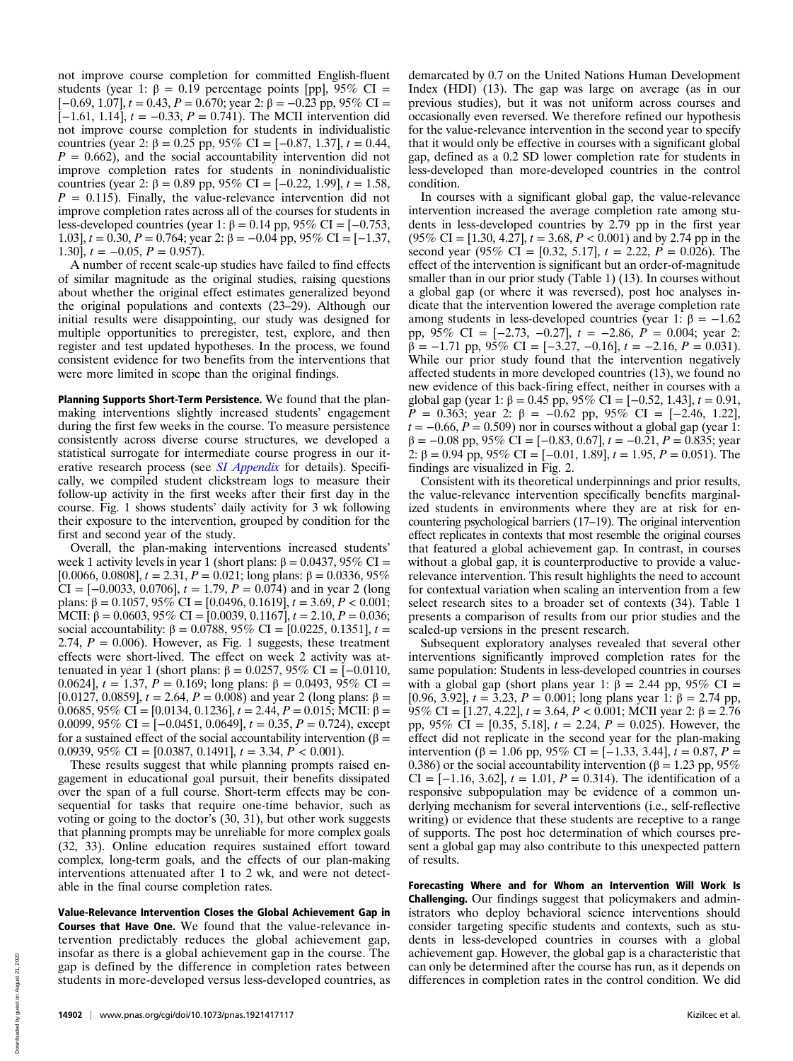not improve course completion for committed English-fluent students (year 1: β = 0.19 percentage points [pp], 95% CI = [−0.69, 1.07], $t = 0.43$, $P = 0.670$; year 2: β = −0.23 pp, 95% CI = [−1.61, 1.14], $t = -0.33$, $P = 0.741$). The MCII intervention did not improve course completion for students in individualistic countries (year 2: β = 0.25 pp, 95% CI = [−0.87, 1.37], $t = 0.44$, $P = 0.662$), and the social accountability intervention did not improve completion rates for students in nonindividualistic countries (year 2: β = 0.89 pp, 95% CI = [−0.22, 1.99], $t = 1.58$, $P = 0.115$). Finally, the value-relevance intervention did not improve completion rates across all of the courses for students in less-developed countries (year 1: β = 0.14 pp, 95% CI = [−0.753, 1.03], $t = 0.30$, $P = 0.764$; year 2: β = −0.04 pp, 95% CI = [−1.37, 1.30], $t = -0.05$, $P = 0.957$).

A number of recent scale-up studies have failed to find effects of similar magnitude as the original studies, raising questions about whether the original effect estimates generalized beyond the original populations and contexts (23–29). Although our initial results were disappointing, our study was designed for multiple opportunities to preregister, test, explore, and then register and test updated hypotheses. In the process, we found consistent evidence for two benefits from the interventions that were more limited in scope than the original findings.

**Planning Supports Short-Term Persistence.** We found that the plan-making interventions slightly increased students' engagement during the first few weeks in the course. To measure persistence consistently across diverse course structures, we developed a statistical surrogate for intermediate course progress in our iterative research process (see *SI Appendix* for details). Specifically, we compiled student clickstream logs to measure their follow-up activity in the first weeks after their first day in the course. Fig. 1 shows students' daily activity for 3 wk following their exposure to the intervention, grouped by condition for the first and second year of the study.

Overall, the plan-making interventions increased students' week 1 activity levels in year 1 (short plans: β = 0.0437, 95% CI = [0.0066, 0.0808], $t = 2.31$, $P = 0.021$; long plans: β = 0.0336, 95% CI = [−0.0033, 0.0706], $t = 1.79$, $P = 0.074$) and in year 2 (long plans: β = 0.1057, 95% CI = [0.0496, 0.1619], $t = 3.69$, $P < 0.001$; MCII: β = 0.0603, 95% CI = [0.0039, 0.1167], $t = 2.10$, $P = 0.036$; social accountability: β = 0.0788, 95% CI = [0.0225, 0.1351], $t = 2.74$, $P = 0.006$). However, as Fig. 1 suggests, these treatment effects were short-lived. The effect on week 2 activity was attenuated in year 1 (short plans: β = 0.0257, 95% CI = [−0.0110, 0.0624], $t = 1.37$, $P = 0.169$; long plans: β = 0.0493, 95% CI = [0.0127, 0.0859], $t = 2.64$, $P = 0.008$) and year 2 (long plans: β = 0.0685, 95% CI = [0.0134, 0.1236], $t = 2.44$, $P = 0.015$; MCII: β = 0.0099, 95% CI = [−0.0451, 0.0649], $t = 0.35$, $P = 0.724$), except for a sustained effect of the social accountability intervention (β = 0.0939, 95% CI = [0.0387, 0.1491], $t = 3.34$, $P < 0.001$).

These results suggest that while planning prompts raised engagement in educational goal pursuit, their benefits dissipated over the span of a full course. Short-term effects may be consequential for tasks that require one-time behavior, such as voting or going to the doctor's (30, 31), but other work suggests that planning prompts may be unreliable for more complex goals (32, 33). Online education requires sustained effort toward complex, long-term goals, and the effects of our plan-making interventions attenuated after 1 to 2 wk, and were not detectable in the final course completion rates.

**Value-Relevance Intervention Closes the Global Achievement Gap in Courses that Have One.** We found that the value-relevance intervention predictably reduces the global achievement gap, insofar as there is a global achievement gap in the course. The gap is defined by the difference in completion rates between students in more-developed versus less-developed countries, as demarcated by 0.7 on the United Nations Human Development Index (HDI) (13). The gap was large on average (as in our previous studies), but it was not uniform across courses and occasionally even reversed. We therefore refined our hypothesis for the value-relevance intervention in the second year to specify that it would only be effective in courses with a significant global gap, defined as a 0.2 SD lower completion rate for students in less-developed than more-developed countries in the control condition.

In courses with a significant global gap, the value-relevance intervention increased the average completion rate among students in less-developed countries by 2.79 pp in the first year (95% CI = [1.30, 4.27], $t = 3.68$, $P < 0.001$) and by 2.74 pp in the second year (95% CI = [0.32, 5.17], $t = 2.22$, $P = 0.026$). The effect of the intervention is significant but an order-of-magnitude smaller than in our prior study (Table 1) (13). In courses without a global gap (or where it was reversed), post hoc analyses indicate that the intervention lowered the average completion rate among students in less-developed countries (year 1: β = −1.62 pp, 95% CI = [−2.73, −0.27], $t = -2.86$, $P = 0.004$; year 2: β = −1.71 pp, 95% CI = [−3.27, −0.16], $t = -2.16$, $P = 0.031$). While our prior study found that the intervention negatively affected students in more developed countries (13), we found no new evidence of this back-firing effect, neither in courses with a global gap (year 1: β = 0.45 pp, 95% CI = [−0.52, 1.43], $t = 0.91$, $P = 0.363$; year 2: β = −0.62 pp, 95% CI = [−2.46, 1.22], $t = -0.66$, $P = 0.509$) nor in courses without a global gap (year 1: β = −0.08 pp, 95% CI = [−0.83, 0.67], $t = -0.21$, $P = 0.835$; year 2: β = 0.94 pp, 95% CI = [−0.01, 1.89], $t = 1.95$, $P = 0.051$). The findings are visualized in Fig. 2.

Consistent with its theoretical underpinnings and prior results, the value-relevance intervention specifically benefits marginalized students in environments where they are at risk for encountering psychological barriers (17–19). The original intervention effect replicates in contexts that most resemble the original courses that featured a global achievement gap. In contrast, in courses without a global gap, it is counterproductive to provide a value-relevance intervention. This result highlights the need to account for contextual variation when scaling an intervention from a few select research sites to a broader set of contexts (34). Table 1 presents a comparison of results from our prior studies and the scaled-up versions in the present research.

Subsequent exploratory analyses revealed that several other interventions significantly improved completion rates for the same population: Students in less-developed countries in courses with a global gap (short plans year 1: β = 2.44 pp, 95% CI = [0.96, 3.92], $t = 3.23$, $P = 0.001$; long plans year 1: β = 2.74 pp, 95% CI = [1.27, 4.22], $t = 3.64$, $P < 0.001$; MCII year 2: β = 2.76 pp, 95% CI = [0.35, 5.18], $t = 2.24$, $P = 0.025$). However, the effect did not replicate in the second year for the plan-making intervention (β = 1.06 pp, 95% CI = [−1.33, 3.44], $t = 0.87$, $P = 0.386$) or the social accountability intervention (β = 1.23 pp, 95% CI = [−1.16, 3.62], $t = 1.01$, $P = 0.314$). The identification of a responsive subpopulation may be evidence of a common underlying mechanism for several interventions (i.e., self-reflective writing) or evidence that these students are receptive to a range of supports. The post hoc determination of which courses present a global gap may also contribute to this unexpected pattern of results.

**Forecasting Where and for Whom an Intervention Will Work Is Challenging.** Our findings suggest that policymakers and administrators who deploy behavioral science interventions should consider targeting specific students and contexts, such as students in less-developed countries in courses with a global achievement gap. However, the global gap is a characteristic that can only be determined after the course has run, as it depends on differences in completion rates in the control condition. We did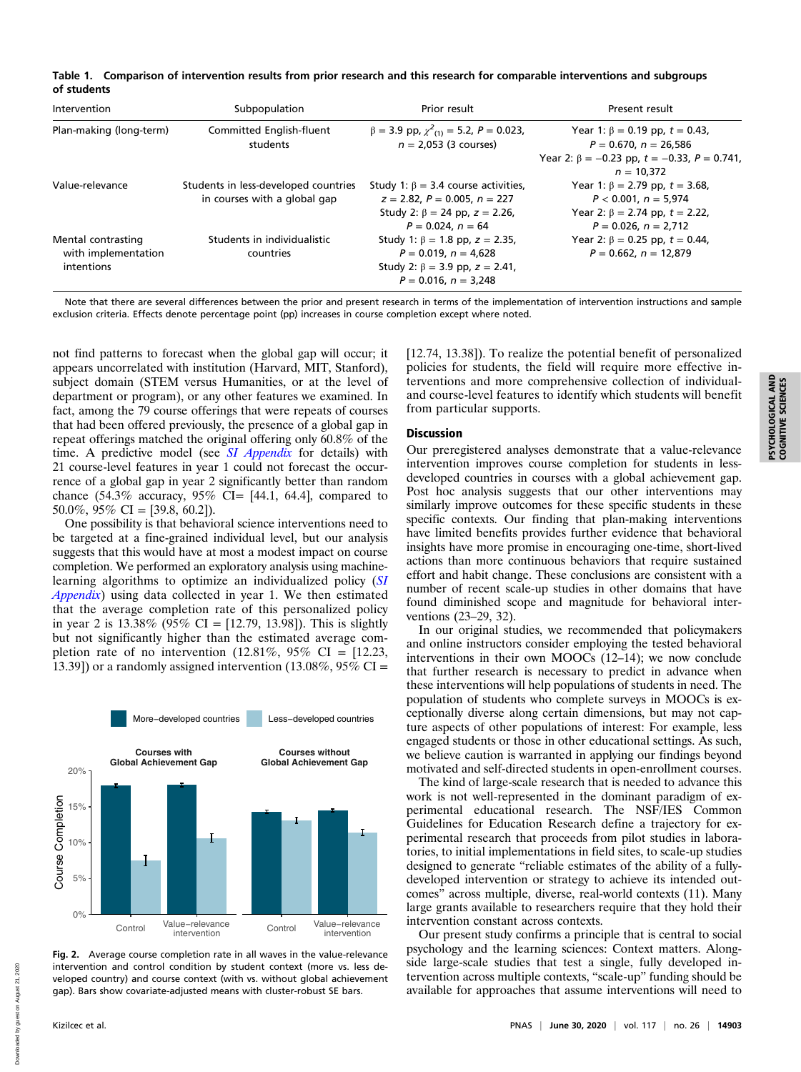**Table 1. Comparison of intervention results from prior research and this research for comparable interventions and subgroups of students**

| Intervention | Subpopulation | Prior result | Present result |
|---|---|---|---|
| Plan-making (long-term) | Committed English-fluent students | $\beta$ = 3.9 pp, $\chi^2_{(1)}$ = 5.2, $P$ = 0.023, $n$ = 2,053 (3 courses) | Year 1: $\beta$ = 0.19 pp, $t$ = 0.43, $P$ = 0.670, $n$ = 26,586<br>Year 2: $\beta$ = −0.23 pp, $t$ = −0.33, $P$ = 0.741, $n$ = 10,372 |
| Value-relevance | Students in less-developed countries in courses with a global gap | Study 1: $\beta$ = 3.4 course activities, $z$ = 2.82, $P$ = 0.005, $n$ = 227<br>Study 2: $\beta$ = 24 pp, $z$ = 2.26, $P$ = 0.024, $n$ = 64 | Year 1: $\beta$ = 2.79 pp, $t$ = 3.68, $P$ < 0.001, $n$ = 5,974<br>Year 2: $\beta$ = 2.74 pp, $t$ = 2.22, $P$ = 0.026, $n$ = 2,712 |
| Mental contrasting with implementation intentions | Students in individualistic countries | Study 1: $\beta$ = 1.8 pp, $z$ = 2.35, $P$ = 0.019, $n$ = 4,628<br>Study 2: $\beta$ = 3.9 pp, $z$ = 2.41, $P$ = 0.016, $n$ = 3,248 | Year 2: $\beta$ = 0.25 pp, $t$ = 0.44, $P$ = 0.662, $n$ = 12,879 |

Note that there are several differences between the prior and present research in terms of the implementation of intervention instructions and sample exclusion criteria. Effects denote percentage point (pp) increases in course completion except where noted.

not find patterns to forecast when the global gap will occur; it appears uncorrelated with institution (Harvard, MIT, Stanford), subject domain (STEM versus Humanities, or at the level of department or program), or any other features we examined. In fact, among the 79 course offerings that were repeats of courses that had been offered previously, the presence of a global gap in repeat offerings matched the original offering only 60.8% of the time. A predictive model (see *SI Appendix* for details) with 21 course-level features in year 1 could not forecast the occurrence of a global gap in year 2 significantly better than random chance (54.3% accuracy, 95% CI= [44.1, 64.4], compared to 50.0%, 95% CI = [39.8, 60.2]).

One possibility is that behavioral science interventions need to be targeted at a fine-grained individual level, but our analysis suggests that this would have at most a modest impact on course completion. We performed an exploratory analysis using machine-learning algorithms to optimize an individualized policy (*SI Appendix*) using data collected in year 1. We then estimated that the average completion rate of this personalized policy in year 2 is 13.38% (95% CI = [12.79, 13.98]). This is slightly but not significantly higher than the estimated average completion rate of no intervention (12.81%, 95% CI = [12.23, 13.39]) or a randomly assigned intervention (13.08%, 95% CI = [12.74, 13.38]). To realize the potential benefit of personalized policies for students, the field will require more effective interventions and more comprehensive collection of individual- and course-level features to identify which students will benefit from particular supports.

**Fig. 2.** Average course completion rate in all waves in the value-relevance intervention and control condition by student context (more vs. less developed country) and course context (with vs. without global achievement gap). Bars show covariate-adjusted means with cluster-robust SE bars.

## Discussion

Our preregistered analyses demonstrate that a value-relevance intervention improves course completion for students in less-developed countries in courses with a global achievement gap. Post hoc analysis suggests that our other interventions may similarly improve outcomes for these specific students in these specific contexts. Our finding that plan-making interventions have limited benefits provides further evidence that behavioral insights have more promise in encouraging one-time, short-lived actions than more continuous behaviors that require sustained effort and habit change. These conclusions are consistent with a number of recent scale-up studies in other domains that have found diminished scope and magnitude for behavioral interventions (23–29, 32).

In our original studies, we recommended that policymakers and online instructors consider employing the tested behavioral interventions in their own MOOCs (12–14); we now conclude that further research is necessary to predict in advance when these interventions will help populations of students in need. The population of students who complete surveys in MOOCs is exceptionally diverse along certain dimensions, but may not capture aspects of other populations of interest: For example, less engaged students or those in other educational settings. As such, we believe caution is warranted in applying our findings beyond motivated and self-directed students in open-enrollment courses.

The kind of large-scale research that is needed to advance this work is not well-represented in the dominant paradigm of experimental educational research. The NSF/IES Common Guidelines for Education Research define a trajectory for experimental research that proceeds from pilot studies in laboratories, to initial implementations in field sites, to scale-up studies designed to generate "reliable estimates of the ability of a fully-developed intervention or strategy to achieve its intended outcomes" across multiple, diverse, real-world contexts (11). Many large grants available to researchers require that they hold their intervention constant across contexts.

Our present study confirms a principle that is central to social psychology and the learning sciences: Context matters. Alongside large-scale studies that test a single, fully developed intervention across multiple contexts, "scale-up" funding should be available for approaches that assume interventions will need to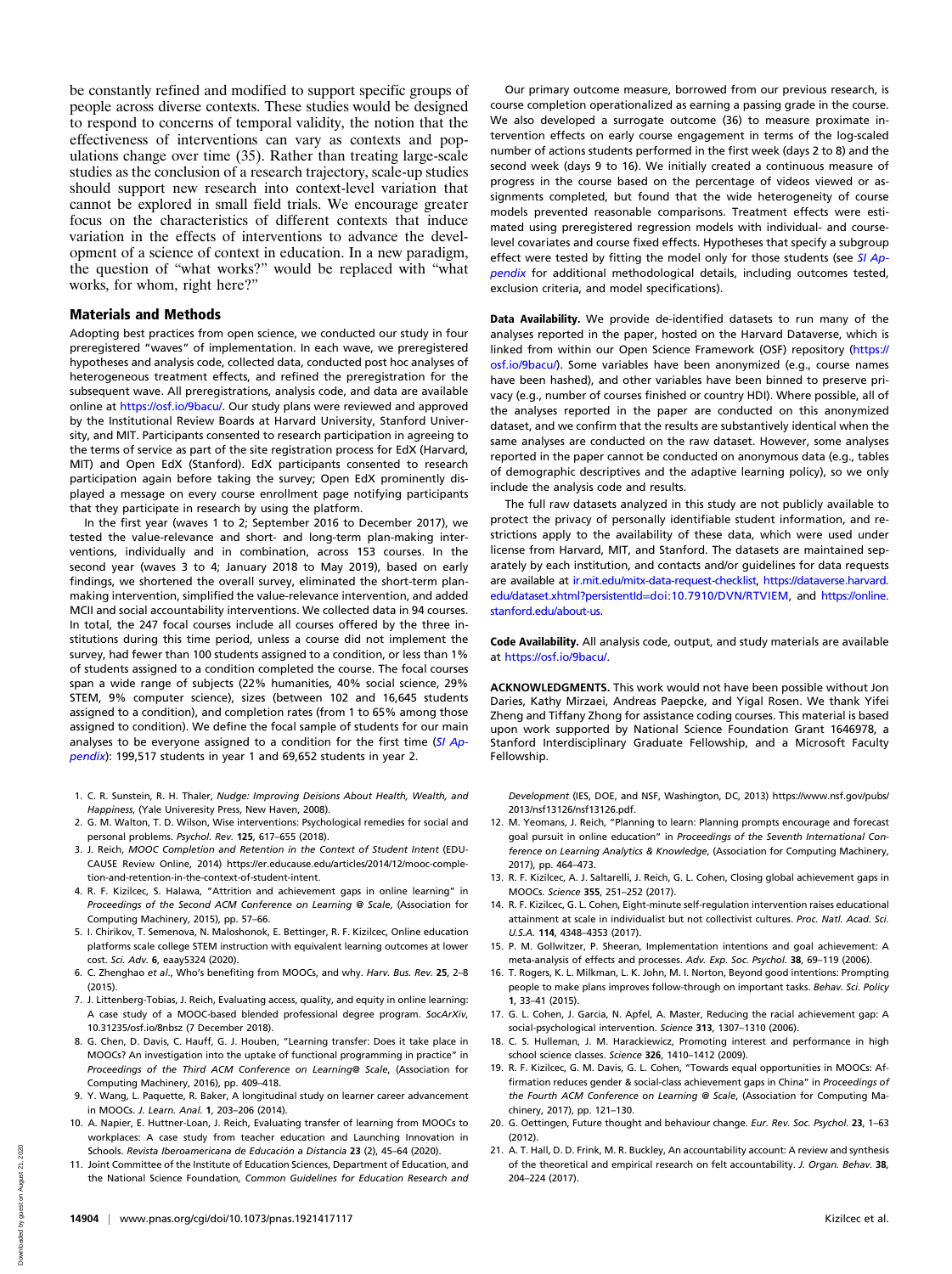be constantly refined and modified to support specific groups of people across diverse contexts. These studies would be designed to respond to concerns of temporal validity, the notion that the effectiveness of interventions can vary as contexts and populations change over time (35). Rather than treating large-scale studies as the conclusion of a research trajectory, scale-up studies should support new research into context-level variation that cannot be explored in small field trials. We encourage greater focus on the characteristics of different contexts that induce variation in the effects of interventions to advance the development of a science of context in education. In a new paradigm, the question of "what works?" would be replaced with "what works, for whom, right here?"

## Materials and Methods

Adopting best practices from open science, we conducted our study in four preregistered "waves" of implementation. In each wave, we preregistered hypotheses and analysis code, collected data, conducted post hoc analyses of heterogeneous treatment effects, and refined the preregistration for the subsequent wave. All preregistrations, analysis code, and data are available online at https://osf.io/9bacu/. Our study plans were reviewed and approved by the Institutional Review Boards at Harvard University, Stanford University, and MIT. Participants consented to research participation in agreeing to the terms of service as part of the site registration process for EdX (Harvard, MIT) and Open EdX (Stanford). EdX participants consented to research participation again before taking the survey; Open EdX prominently displayed a message on every course enrollment page notifying participants that they participate in research by using the platform.

In the first year (waves 1 to 2; September 2016 to December 2017), we tested the value-relevance and short- and long-term plan-making interventions, individually and in combination, across 153 courses. In the second year (waves 3 to 4; January 2018 to May 2019), based on early findings, we shortened the overall survey, eliminated the short-term plan-making intervention, simplified the value-relevance intervention, and added MCII and social accountability interventions. We collected data in 94 courses. In total, the 247 focal courses include all courses offered by the three institutions during this time period, unless a course did not implement the survey, had fewer than 100 students assigned to a condition, or less than 1% of students assigned to a condition completed the course. The focal courses span a wide range of subjects (22% humanities, 40% social science, 29% STEM, 9% computer science), sizes (between 102 and 16,645 students assigned to a condition), and completion rates (from 1 to 65% among those assigned to condition). We define the focal sample of students for our main analyses to be everyone assigned to a condition for the first time (*SI Appendix*): 199,517 students in year 1 and 69,652 students in year 2.

Our primary outcome measure, borrowed from our previous research, is course completion operationalized as earning a passing grade in the course. We also developed a surrogate outcome (36) to measure proximate intervention effects on early course engagement in terms of the log-scaled number of actions students performed in the first week (days 2 to 8) and the second week (days 9 to 16). We initially created a continuous measure of progress in the course based on the percentage of videos viewed or assignments completed, but found that the wide heterogeneity of course models prevented reasonable comparisons. Treatment effects were estimated using preregistered regression models with individual- and course-level covariates and course fixed effects. Hypotheses that specify a subgroup effect were tested by fitting the model only for those students (see *SI Appendix* for additional methodological details, including outcomes tested, exclusion criteria, and model specifications).

**Data Availability.** We provide de-identified datasets to run many of the analyses reported in the paper, hosted on the Harvard Dataverse, which is linked from within our Open Science Framework (OSF) repository (https://osf.io/9bacu/). Some variables have been anonymized (e.g., course names have been hashed), and other variables have been binned to preserve privacy (e.g., number of courses finished or country HDI). Where possible, all of the analyses reported in the paper are conducted on this anonymized dataset, and we confirm that the results are substantively identical when the same analyses are conducted on the raw dataset. However, some analyses reported in the paper cannot be conducted on anonymous data (e.g., tables of demographic descriptives and the adaptive learning policy), so we only include the analysis code and results.

The full raw datasets analyzed in this study are not publicly available to protect the privacy of personally identifiable student information, and restrictions apply to the availability of these data, which were used under license from Harvard, MIT, and Stanford. The datasets are maintained separately by each institution, and contacts and/or guidelines for data requests are available at ir.mit.edu/mitx-data-request-checklist, https://dataverse.harvard.edu/dataset.xhtml?persistentId=doi:10.7910/DVN/RTVIEM, and https://online.stanford.edu/about-us.

**Code Availability.** All analysis code, output, and study materials are available at https://osf.io/9bacu/.

**ACKNOWLEDGMENTS.** This work would not have been possible without Jon Daries, Kathy Mirzaei, Andreas Paepcke, and Yigal Rosen. We thank Yifei Zheng and Tiffany Zhong for assistance coding courses. This material is based upon work supported by National Science Foundation Grant 1646978, a Stanford Interdisciplinary Graduate Fellowship, and a Microsoft Faculty Fellowship.

1. C. R. Sunstein, R. H. Thaler, *Nudge: Improving Deisions About Health, Wealth, and Happiness*, (Yale Univereity Press, New Haven, 2008).
2. G. M. Walton, T. D. Wilson, Wise interventions: Psychological remedies for social and personal problems. *Psychol. Rev.* **125**, 617–655 (2018).
3. J. Reich, *MOOC Completion and Retention in the Context of Student Intent* (EDUCAUSE Review Online, 2014) https://er.educause.edu/articles/2014/12/mooc-completion-and-retention-in-the-context-of-student-intent.
4. R. F. Kizilcec, S. Halawa, "Attrition and achievement gaps in online learning" in *Proceedings of the Second ACM Conference on Learning @ Scale*, (Association for Computing Machinery, 2015), pp. 57–66.
5. I. Chirikov, T. Semenova, N. Maloshonok, E. Bettinger, R. F. Kizilcec, Online education platforms scale college STEM instruction with equivalent learning outcomes at lower cost. *Sci. Adv.* **6**, eaay5324 (2020).
6. C. Zhenghao *et al.*, Who's benefiting from MOOCs, and why. *Harv. Bus. Rev.* **25**, 2–8 (2015).
7. J. Littenberg-Tobias, J. Reich, Evaluating access, quality, and equity in online learning: A case study of a MOOC-based blended professional degree program. *SocArXiv*, 10.31235/osf.io/8nbsz (7 December 2018).
8. G. Chen, D. Davis, C. Hauff, G. J. Houben, "Learning transfer: Does it take place in MOOCs? An investigation into the uptake of functional programming in practice" in *Proceedings of the Third ACM Conference on Learning@ Scale*, (Association for Computing Machinery, 2016), pp. 409–418.
9. Y. Wang, L. Paquette, R. Baker, A longitudinal study on learner career advancement in MOOCs. *J. Learn. Anal.* **1**, 203–206 (2014).
10. A. Napier, E. Huttner-Loan, J. Reich, Evaluating transfer of learning from MOOCs to workplaces: A case study from teacher education and Launching Innovation in Schools. *Revista Iberoamericana de Educación a Distancia* **23** (2), 45–64 (2020).
11. Joint Committee of the Institute of Education Sciences, Department of Education, and the National Science Foundation, *Common Guidelines for Education Research and Development* (IES, DOE, and NSF, Washington, DC, 2013) https://www.nsf.gov/pubs/2013/nsf13126/nsf13126.pdf.
12. M. Yeomans, J. Reich, "Planning to learn: Planning prompts encourage and forecast goal pursuit in online education" in *Proceedings of the Seventh International Conference on Learning Analytics & Knowledge*, (Association for Computing Machinery, 2017), pp. 464–473.
13. R. F. Kizilcec, A. J. Saltarelli, J. Reich, G. L. Cohen, Closing global achievement gaps in MOOCs. *Science* **355**, 251–252 (2017).
14. R. F. Kizilcec, G. L. Cohen, Eight-minute self-regulation intervention raises educational attainment at scale in individualist but not collectivist cultures. *Proc. Natl. Acad. Sci. U.S.A.* **114**, 4348–4353 (2017).
15. P. M. Gollwitzer, P. Sheeran, Implementation intentions and goal achievement: A meta-analysis of effects and processes. *Adv. Exp. Soc. Psychol.* **38**, 69–119 (2006).
16. T. Rogers, K. L. Milkman, L. K. John, M. I. Norton, Beyond good intentions: Prompting people to make plans improves follow-through on important tasks. *Behav. Sci. Policy* **1**, 33–41 (2015).
17. G. L. Cohen, J. Garcia, N. Apfel, A. Master, Reducing the racial achievement gap: A social-psychological intervention. *Science* **313**, 1307–1310 (2006).
18. C. S. Hulleman, J. M. Harackiewicz, Promoting interest and performance in high school science classes. *Science* **326**, 1410–1412 (2009).
19. R. F. Kizilcec, G. M. Davis, G. L. Cohen, "Towards equal opportunities in MOOCs: Affirmation reduces gender & social-class achievement gaps in China" in *Proceedings of the Fourth ACM Conference on Learning @ Scale*, (Association for Computing Machinery, 2017), pp. 121–130.
20. G. Oettingen, Future thought and behaviour change. *Eur. Rev. Soc. Psychol.* **23**, 1–63 (2012).
21. A. T. Hall, D. D. Frink, M. R. Buckley, An accountability account: A review and synthesis of the theoretical and empirical research on felt accountability. *J. Organ. Behav.* **38**, 204–224 (2017).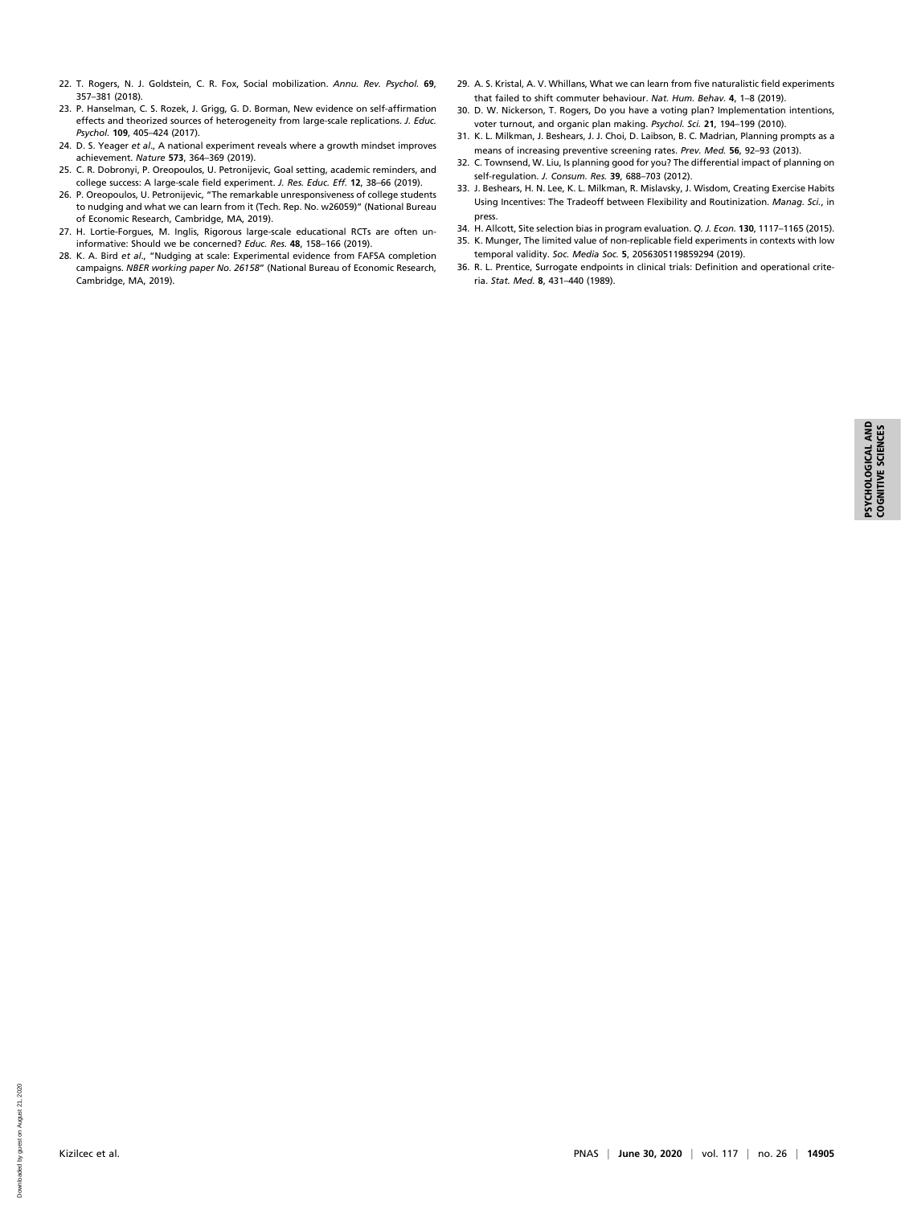22. T. Rogers, N. J. Goldstein, C. R. Fox, Social mobilization. *Annu. Rev. Psychol.* **69**, 357–381 (2018).
23. P. Hanselman, C. S. Rozek, J. Grigg, G. D. Borman, New evidence on self-affirmation effects and theorized sources of heterogeneity from large-scale replications. *J. Educ. Psychol.* **109**, 405–424 (2017).
24. D. S. Yeager *et al*., A national experiment reveals where a growth mindset improves achievement. *Nature* **573**, 364–369 (2019).
25. C. R. Dobronyi, P. Oreopoulos, U. Petronijevic, Goal setting, academic reminders, and college success: A large-scale field experiment. *J. Res. Educ. Eff.* **12**, 38–66 (2019).
26. P. Oreopoulos, U. Petronijevic, "The remarkable unresponsiveness of college students to nudging and what we can learn from it (Tech. Rep. No. w26059)" (National Bureau of Economic Research, Cambridge, MA, 2019).
27. H. Lortie-Forgues, M. Inglis, Rigorous large-scale educational RCTs are often uninformative: Should we be concerned? *Educ. Res.* **48**, 158–166 (2019).
28. K. A. Bird *et al*., "Nudging at scale: Experimental evidence from FAFSA completion campaigns. *NBER working paper No. 26158*" (National Bureau of Economic Research, Cambridge, MA, 2019).
29. A. S. Kristal, A. V. Whillans, What we can learn from five naturalistic field experiments that failed to shift commuter behaviour. *Nat. Hum. Behav.* **4**, 1–8 (2019).
30. D. W. Nickerson, T. Rogers, Do you have a voting plan? Implementation intentions, voter turnout, and organic plan making. *Psychol. Sci.* **21**, 194–199 (2010).
31. K. L. Milkman, J. Beshears, J. J. Choi, D. Laibson, B. C. Madrian, Planning prompts as a means of increasing preventive screening rates. *Prev. Med.* **56**, 92–93 (2013).
32. C. Townsend, W. Liu, Is planning good for you? The differential impact of planning on self-regulation. *J. Consum. Res.* **39**, 688–703 (2012).
33. J. Beshears, H. N. Lee, K. L. Milkman, R. Mislavsky, J. Wisdom, Creating Exercise Habits Using Incentives: The Tradeoff between Flexibility and Routinization. *Manag. Sci.*, in press.
34. H. Allcott, Site selection bias in program evaluation. *Q. J. Econ.* **130**, 1117–1165 (2015).
35. K. Munger, The limited value of non-replicable field experiments in contexts with low temporal validity. *Soc. Media Soc.* **5**, 2056305119859294 (2019).
36. R. L. Prentice, Surrogate endpoints in clinical trials: Definition and operational criteria. *Stat. Med.* **8**, 431–440 (1989).